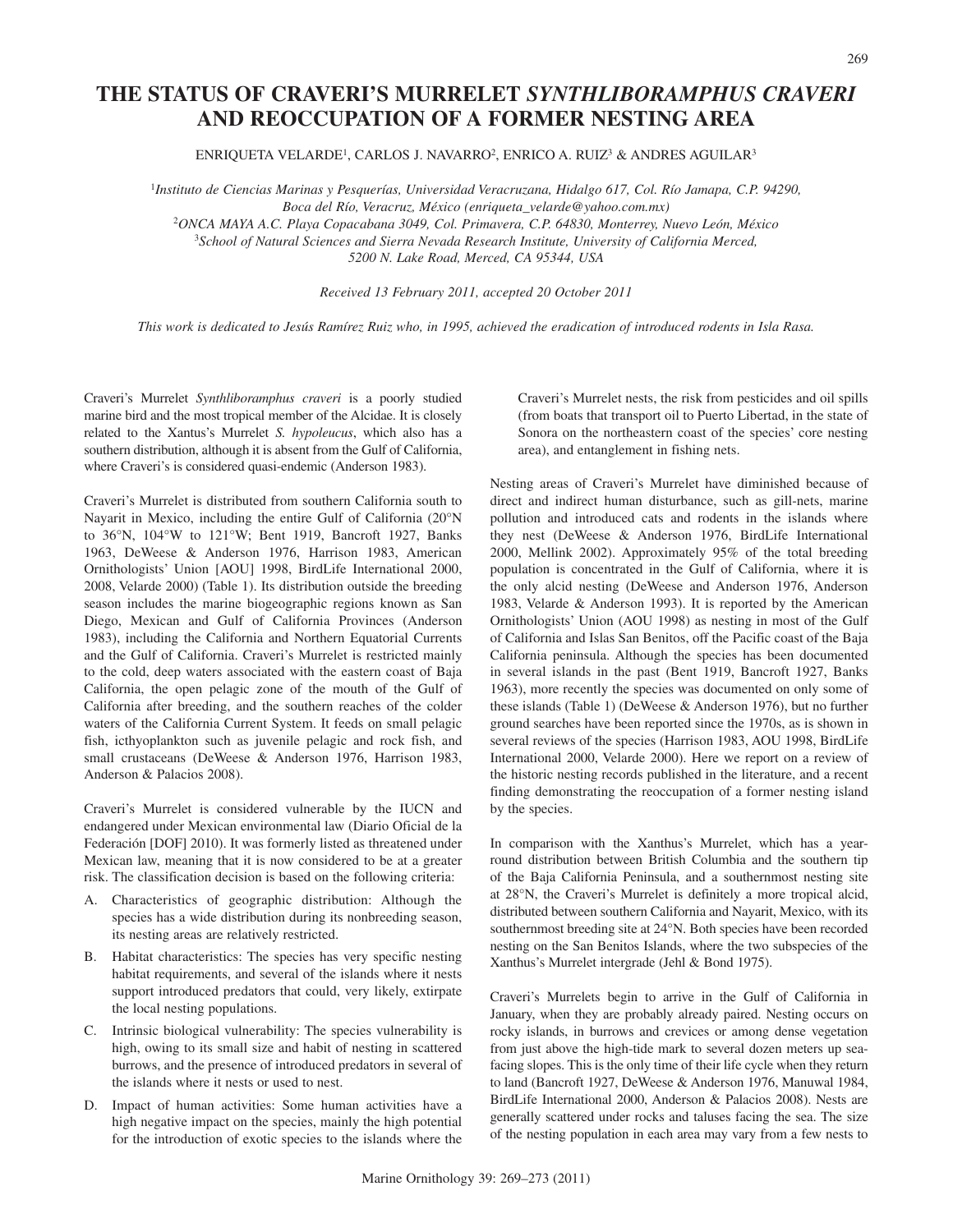# THE STATUS OF CRAVERI'S MURRELET *SYNTHLIBORAMPHUS CRAVERI* AND REOCCUPATION OF A FORMER NESTING AREA

ENRIQUETA VELARDE[1], CARLOS J. NAVARRO[2], ENRICO A. RUIZ[3] & ANDRES AGUILAR[3]

[1] *Instituto de Ciencias Marinas y Pesquerías, Universidad Veracruzana, Hidalgo 617, Col. Río Jamapa, C.P. 94290, Boca del Río, Veracruz, México (enriqueta_velarde@yahoo.com.mx)*

[2] *ONCA MAYA A.C. Playa Copacabana 3049, Col. Primavera, C.P. 64830, Monterrey, Nuevo León, México*

[3] *School of Natural Sciences and Sierra Nevada Research Institute, University of California Merced, 5200 N. Lake Road, Merced, CA 95344, USA*

*Received 13 February 2011, accepted 20 October 2011*

*This work is dedicated to Jesús Ramírez Ruiz who, in 1995, achieved the eradication of introduced rodents in Isla Rasa.*

Craveri's Murrelet *Synthliboramphus craveri* is a poorly studied marine bird and the most tropical member of the Alcidae. It is closely related to the Xantus's Murrelet *S. hypoleucus*, which also has a southern distribution, although it is absent from the Gulf of California, where Craveri's is considered quasi-endemic (Anderson 1983).

Craveri's Murrelet is distributed from southern California south to Nayarit in Mexico, including the entire Gulf of California (20°N to 36°N, 104°W to 121°W; Bent 1919, Bancroft 1927, Banks 1963, DeWeese & Anderson 1976, Harrison 1983, American Ornithologists' Union [AOU] 1998, BirdLife International 2000, 2008, Velarde 2000) (Table 1). Its distribution outside the breeding season includes the marine biogeographic regions known as San Diego, Mexican and Gulf of California Provinces (Anderson 1983), including the California and Northern Equatorial Currents and the Gulf of California. Craveri's Murrelet is restricted mainly to the cold, deep waters associated with the eastern coast of Baja California, the open pelagic zone of the mouth of the Gulf of California after breeding, and the southern reaches of the colder waters of the California Current System. It feeds on small pelagic fish, icthyoplankton such as juvenile pelagic and rock fish, and small crustaceans (DeWeese & Anderson 1976, Harrison 1983, Anderson & Palacios 2008).

Craveri's Murrelet is considered vulnerable by the IUCN and endangered under Mexican environmental law (Diario Oficial de la Federación [DOF] 2010). It was formerly listed as threatened under Mexican law, meaning that it is now considered to be at a greater risk. The classification decision is based on the following criteria:

A. Characteristics of geographic distribution: Although the species has a wide distribution during its nonbreeding season, its nesting areas are relatively restricted.

B. Habitat characteristics: The species has very specific nesting habitat requirements, and several of the islands where it nests support introduced predators that could, very likely, extirpate the local nesting populations.

C. Intrinsic biological vulnerability: The species vulnerability is high, owing to its small size and habit of nesting in scattered burrows, and the presence of introduced predators in several of the islands where it nests or used to nest.

D. Impact of human activities: Some human activities have a high negative impact on the species, mainly the high potential for the introduction of exotic species to the islands where the Craveri's Murrelet nests, the risk from pesticides and oil spills (from boats that transport oil to Puerto Libertad, in the state of Sonora on the northeastern coast of the species' core nesting area), and entanglement in fishing nets.

Nesting areas of Craveri's Murrelet have diminished because of direct and indirect human disturbance, such as gill-nets, marine pollution and introduced cats and rodents in the islands where they nest (DeWeese & Anderson 1976, BirdLife International 2000, Mellink 2002). Approximately 95% of the total breeding population is concentrated in the Gulf of California, where it is the only alcid nesting (DeWeese and Anderson 1976, Anderson 1983, Velarde & Anderson 1993). It is reported by the American Ornithologists' Union (AOU 1998) as nesting in most of the Gulf of California and Islas San Benitos, off the Pacific coast of the Baja California peninsula. Although the species has been documented in several islands in the past (Bent 1919, Bancroft 1927, Banks 1963), more recently the species was documented on only some of these islands (Table 1) (DeWeese & Anderson 1976), but no further ground searches have been reported since the 1970s, as is shown in several reviews of the species (Harrison 1983, AOU 1998, BirdLife International 2000, Velarde 2000). Here we report on a review of the historic nesting records published in the literature, and a recent finding demonstrating the reoccupation of a former nesting island by the species.

In comparison with the Xanthus's Murrelet, which has a year-round distribution between British Columbia and the southern tip of the Baja California Peninsula, and a southernmost nesting site at 28°N, the Craveri's Murrelet is definitely a more tropical alcid, distributed between southern California and Nayarit, Mexico, with its southernmost breeding site at 24°N. Both species have been recorded nesting on the San Benitos Islands, where the two subspecies of the Xanthus's Murrelet intergrade (Jehl & Bond 1975).

Craveri's Murrelets begin to arrive in the Gulf of California in January, when they are probably already paired. Nesting occurs on rocky islands, in burrows and crevices or among dense vegetation from just above the high-tide mark to several dozen meters up sea-facing slopes. This is the only time of their life cycle when they return to land (Bancroft 1927, DeWeese & Anderson 1976, Manuwal 1984, BirdLife International 2000, Anderson & Palacios 2008). Nests are generally scattered under rocks and taluses facing the sea. The size of the nesting population in each area may vary from a few nests to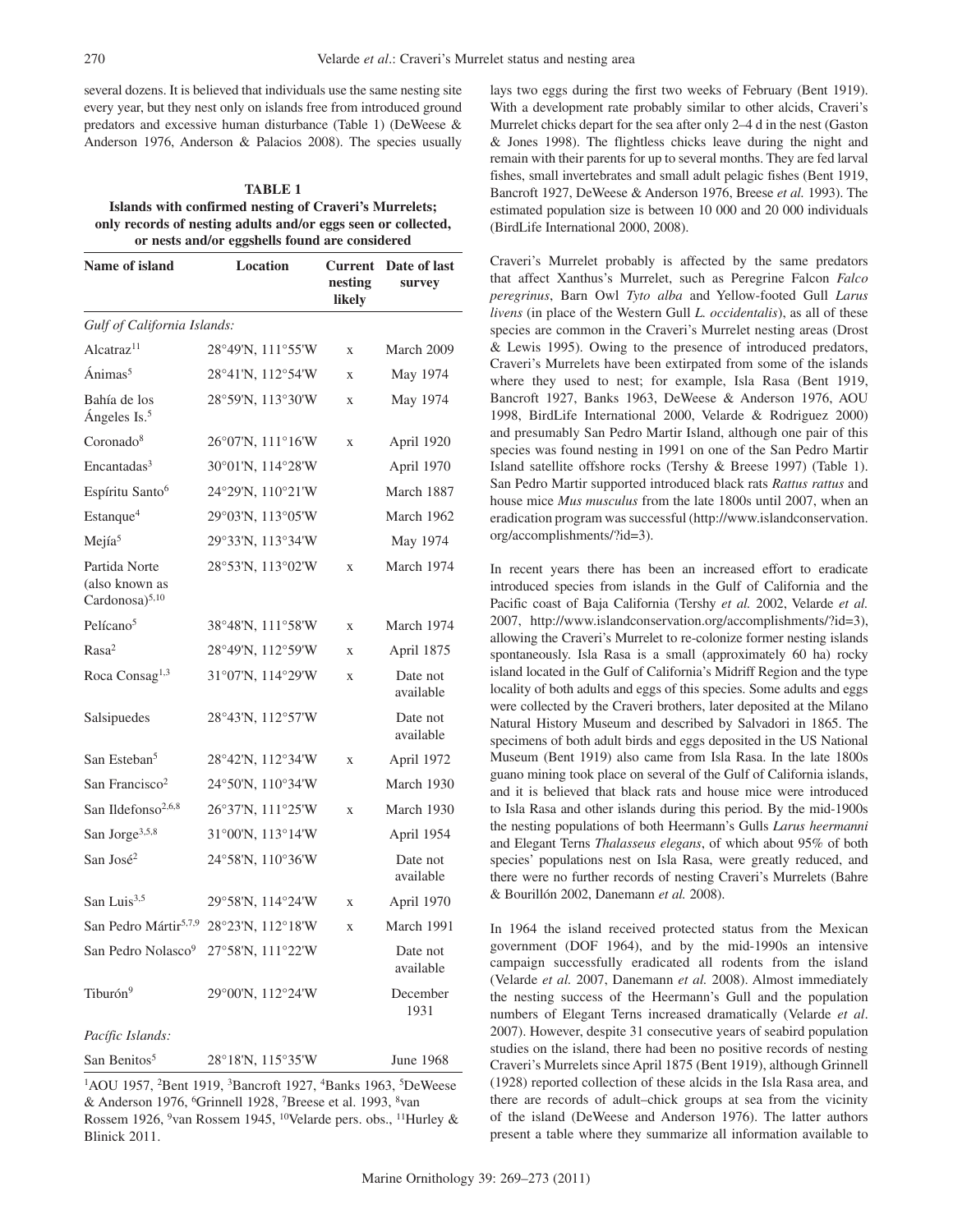several dozens. It is believed that individuals use the same nesting site every year, but they nest only on islands free from introduced ground predators and excessive human disturbance (Table 1) (DeWeese & Anderson 1976, Anderson & Palacios 2008). The species usually lays two eggs during the first two weeks of February (Bent 1919). With a development rate probably similar to other alcids, Craveri's Murrelet chicks depart for the sea after only 2–4 d in the nest (Gaston & Jones 1998). The flightless chicks leave during the night and remain with their parents for up to several months. They are fed larval fishes, small invertebrates and small adult pelagic fishes (Bent 1919, Bancroft 1927, DeWeese & Anderson 1976, Breese *et al.* 1993). The estimated population size is between 10 000 and 20 000 individuals (BirdLife International 2000, 2008).

**TABLE 1**
**Islands with confirmed nesting of Craveri's Murrelets; only records of nesting adults and/or eggs seen or collected, or nests and/or eggshells found are considered**

| Name of island | Location | Current nesting likely | Date of last survey |
|---|---|---|---|
| *Gulf of California Islands:* | | | |
| Alcatraz[11] | 28°49'N, 111°55'W | x | March 2009 |
| Ánimas[5] | 28°41'N, 112°54'W | x | May 1974 |
| Bahía de los Ángeles Is.[5] | 28°59'N, 113°30'W | x | May 1974 |
| Coronado[8] | 26°07'N, 111°16'W | x | April 1920 |
| Encantadas[3] | 30°01'N, 114°28'W | | April 1970 |
| Espíritu Santo[6] | 24°29'N, 110°21'W | | March 1887 |
| Estanque[4] | 29°03'N, 113°05'W | | March 1962 |
| Mejía[5] | 29°33'N, 113°34'W | | May 1974 |
| Partida Norte (also known as Cardonosa)[5,10] | 28°53'N, 113°02'W | x | March 1974 |
| Pelícano[5] | 38°48'N, 111°58'W | x | March 1974 |
| Rasa[2] | 28°49'N, 112°59'W | x | April 1875 |
| Roca Consag[1,3] | 31°07'N, 114°29'W | x | Date not available |
| Salsipuedes | 28°43'N, 112°57'W | | Date not available |
| San Esteban[5] | 28°42'N, 112°34'W | x | April 1972 |
| San Francisco[2] | 24°50'N, 110°34'W | | March 1930 |
| San Ildefonso[2,6,8] | 26°37'N, 111°25'W | x | March 1930 |
| San Jorge[3,5,8] | 31°00'N, 113°14'W | | April 1954 |
| San José[2] | 24°58'N, 110°36'W | | Date not available |
| San Luis[3,5] | 29°58'N, 114°24'W | x | April 1970 |
| San Pedro Mártir[5,7,9] | 28°23'N, 112°18'W | x | March 1991 |
| San Pedro Nolasco[9] | 27°58'N, 111°22'W | | Date not available |
| Tiburón[9] | 29°00'N, 112°24'W | | December 1931 |
| *Pacific Islands:* | | | |
| San Benitos[5] | 28°18'N, 115°35'W | | June 1968 |

[1]AOU 1957, [2]Bent 1919, [3]Bancroft 1927, [4]Banks 1963, [5]DeWeese & Anderson 1976, [6]Grinnell 1928, [7]Breese et al. 1993, [8]van Rossem 1926, [9]van Rossem 1945, [10]Velarde pers. obs., [11]Hurley & Blinick 2011.

Craveri's Murrelet probably is affected by the same predators that affect Xanthus's Murrelet, such as Peregrine Falcon *Falco peregrinus*, Barn Owl *Tyto alba* and Yellow-footed Gull *Larus livens* (in place of the Western Gull *L. occidentalis*), as all of these species are common in the Craveri's Murrelet nesting areas (Drost & Lewis 1995). Owing to the presence of introduced predators, Craveri's Murrelets have been extirpated from some of the islands where they used to nest; for example, Isla Rasa (Bent 1919, Bancroft 1927, Banks 1963, DeWeese & Anderson 1976, AOU 1998, BirdLife International 2000, Velarde & Rodriguez 2000) and presumably San Pedro Martir Island, although one pair of this species was found nesting in 1991 on one of the San Pedro Martir Island satellite offshore rocks (Tershy & Breese 1997) (Table 1). San Pedro Martir supported introduced black rats *Rattus rattus* and house mice *Mus musculus* from the late 1800s until 2007, when an eradication program was successful (http://www.islandconservation.org/accomplishments/?id=3).

In recent years there has been an increased effort to eradicate introduced species from islands in the Gulf of California and the Pacific coast of Baja California (Tershy *et al.* 2002, Velarde *et al.* 2007, http://www.islandconservation.org/accomplishments/?id=3), allowing the Craveri's Murrelet to re-colonize former nesting islands spontaneously. Isla Rasa is a small (approximately 60 ha) rocky island located in the Gulf of California's Midriff Region and the type locality of both adults and eggs of this species. Some adults and eggs were collected by the Craveri brothers, later deposited at the Milano Natural History Museum and described by Salvadori in 1865. The specimens of both adult birds and eggs deposited in the US National Museum (Bent 1919) also came from Isla Rasa. In the late 1800s guano mining took place on several of the Gulf of California islands, and it is believed that black rats and house mice were introduced to Isla Rasa and other islands during this period. By the mid-1900s the nesting populations of both Heermann's Gulls *Larus heermanni* and Elegant Terns *Thalasseus elegans*, of which about 95% of both species' populations nest on Isla Rasa, were greatly reduced, and there were no further records of nesting Craveri's Murrelets (Bahre & Bourillón 2002, Danemann *et al.* 2008).

In 1964 the island received protected status from the Mexican government (DOF 1964), and by the mid-1990s an intensive campaign successfully eradicated all rodents from the island (Velarde *et al.* 2007, Danemann *et al.* 2008). Almost immediately the nesting success of the Heermann's Gull and the population numbers of Elegant Terns increased dramatically (Velarde *et al*. 2007). However, despite 31 consecutive years of seabird population studies on the island, there had been no positive records of nesting Craveri's Murrelets since April 1875 (Bent 1919), although Grinnell (1928) reported collection of these alcids in the Isla Rasa area, and there are records of adult–chick groups at sea from the vicinity of the island (DeWeese and Anderson 1976). The latter authors present a table where they summarize all information available to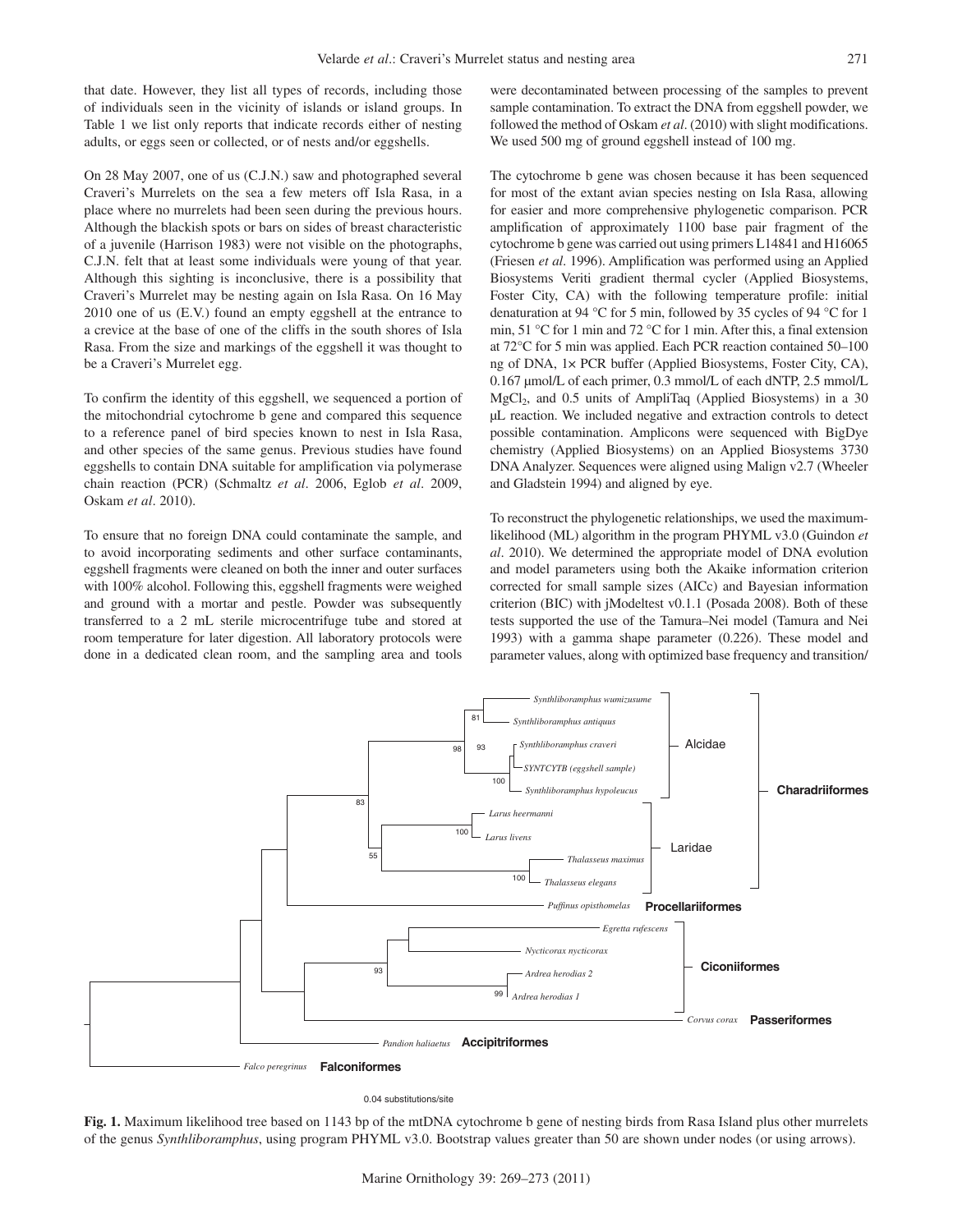that date. However, they list all types of records, including those of individuals seen in the vicinity of islands or island groups. In Table 1 we list only reports that indicate records either of nesting adults, or eggs seen or collected, or of nests and/or eggshells.

On 28 May 2007, one of us (C.J.N.) saw and photographed several Craveri's Murrelets on the sea a few meters off Isla Rasa, in a place where no murrelets had been seen during the previous hours. Although the blackish spots or bars on sides of breast characteristic of a juvenile (Harrison 1983) were not visible on the photographs, C.J.N. felt that at least some individuals were young of that year. Although this sighting is inconclusive, there is a possibility that Craveri's Murrelet may be nesting again on Isla Rasa. On 16 May 2010 one of us (E.V.) found an empty eggshell at the entrance to a crevice at the base of one of the cliffs in the south shores of Isla Rasa. From the size and markings of the eggshell it was thought to be a Craveri's Murrelet egg.

To confirm the identity of this eggshell, we sequenced a portion of the mitochondrial cytochrome b gene and compared this sequence to a reference panel of bird species known to nest in Isla Rasa, and other species of the same genus. Previous studies have found eggshells to contain DNA suitable for amplification via polymerase chain reaction (PCR) (Schmaltz *et al*. 2006, Eglob *et al*. 2009, Oskam *et al*. 2010).

To ensure that no foreign DNA could contaminate the sample, and to avoid incorporating sediments and other surface contaminants, eggshell fragments were cleaned on both the inner and outer surfaces with 100% alcohol. Following this, eggshell fragments were weighed and ground with a mortar and pestle. Powder was subsequently transferred to a 2 mL sterile microcentrifuge tube and stored at room temperature for later digestion. All laboratory protocols were done in a dedicated clean room, and the sampling area and tools were decontaminated between processing of the samples to prevent sample contamination. To extract the DNA from eggshell powder, we followed the method of Oskam *et al*. (2010) with slight modifications. We used 500 mg of ground eggshell instead of 100 mg.

The cytochrome b gene was chosen because it has been sequenced for most of the extant avian species nesting on Isla Rasa, allowing for easier and more comprehensive phylogenetic comparison. PCR amplification of approximately 1100 base pair fragment of the cytochrome b gene was carried out using primers L14841 and H16065 (Friesen *et al*. 1996). Amplification was performed using an Applied Biosystems Veriti gradient thermal cycler (Applied Biosystems, Foster City, CA) with the following temperature profile: initial denaturation at 94 °C for 5 min, followed by 35 cycles of 94 °C for 1 min, 51 °C for 1 min and 72 °C for 1 min. After this, a final extension at 72°C for 5 min was applied. Each PCR reaction contained 50–100 ng of DNA, 1× PCR buffer (Applied Biosystems, Foster City, CA), 0.167 μmol/L of each primer, 0.3 mmol/L of each dNTP, 2.5 mmol/L $MgCl_2$, and 0.5 units of AmpliTaq (Applied Biosystems) in a 30 μL reaction. We included negative and extraction controls to detect possible contamination. Amplicons were sequenced with BigDye chemistry (Applied Biosystems) on an Applied Biosystems 3730 DNA Analyzer. Sequences were aligned using Malign v2.7 (Wheeler and Gladstein 1994) and aligned by eye.

To reconstruct the phylogenetic relationships, we used the maximum-likelihood (ML) algorithm in the program PHYML v3.0 (Guindon *et al*. 2010). We determined the appropriate model of DNA evolution and model parameters using both the Akaike information criterion corrected for small sample sizes (AICc) and Bayesian information criterion (BIC) with jModeltest v0.1.1 (Posada 2008). Both of these tests supported the use of the Tamura–Nei model (Tamura and Nei 1993) with a gamma shape parameter (0.226). These model and parameter values, along with optimized base frequency and transition/

**Fig. 1.** Maximum likelihood tree based on 1143 bp of the mtDNA cytochrome b gene of nesting birds from Rasa Island plus other murrelets of the genus *Synthliboramphus*, using program PHYML v3.0. Bootstrap values greater than 50 are shown under nodes (or using arrows).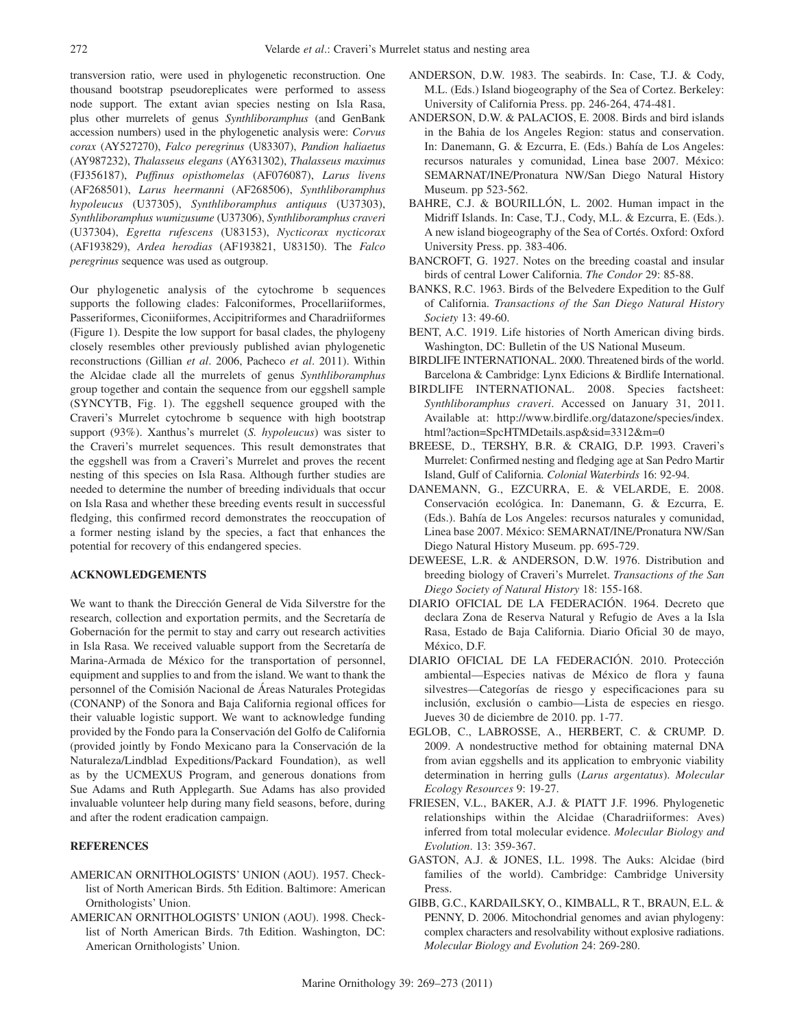transversion ratio, were used in phylogenetic reconstruction. One thousand bootstrap pseudoreplicates were performed to assess node support. The extant avian species nesting on Isla Rasa, plus other murrelets of genus *Synthliboramphus* (and GenBank accession numbers) used in the phylogenetic analysis were: *Corvus corax* (AY527270), *Falco peregrinus* (U83307), *Pandion haliaetus* (AY987232), *Thalasseus elegans* (AY631302), *Thalasseus maximus* (FJ356187), *Puffinus opisthomelas* (AF076087), *Larus livens* (AF268501), *Larus heermanni* (AF268506), *Synthliboramphus hypoleucus* (U37305), *Synthliboramphus antiquus* (U37303), *Synthliboramphus wumizusume* (U37306), *Synthliboramphus craveri* (U37304), *Egretta rufescens* (U83153), *Nycticorax nycticorax* (AF193829), *Ardea herodias* (AF193821, U83150). The *Falco peregrinus* sequence was used as outgroup.

Our phylogenetic analysis of the cytochrome b sequences supports the following clades: Falconiformes, Procellariiformes, Passeriformes, Ciconiiformes, Accipitriformes and Charadriiformes (Figure 1). Despite the low support for basal clades, the phylogeny closely resembles other previously published avian phylogenetic reconstructions (Gillian *et al*. 2006, Pacheco *et al*. 2011). Within the Alcidae clade all the murrelets of genus *Synthliboramphus* group together and contain the sequence from our eggshell sample (SYNCYTB, Fig. 1). The eggshell sequence grouped with the Craveri's Murrelet cytochrome b sequence with high bootstrap support (93%). Xanthus's murrelet (*S. hypoleucus*) was sister to the Craveri's murrelet sequences. This result demonstrates that the eggshell was from a Craveri's Murrelet and proves the recent nesting of this species on Isla Rasa. Although further studies are needed to determine the number of breeding individuals that occur on Isla Rasa and whether these breeding events result in successful fledging, this confirmed record demonstrates the reoccupation of a former nesting island by the species, a fact that enhances the potential for recovery of this endangered species.

## ACKNOWLEDGEMENTS

We want to thank the Dirección General de Vida Silverstre for the research, collection and exportation permits, and the Secretaría de Gobernación for the permit to stay and carry out research activities in Isla Rasa. We received valuable support from the Secretaría de Marina-Armada de México for the transportation of personnel, equipment and supplies to and from the island. We want to thank the personnel of the Comisión Nacional de Áreas Naturales Protegidas (CONANP) of the Sonora and Baja California regional offices for their valuable logistic support. We want to acknowledge funding provided by the Fondo para la Conservación del Golfo de California (provided jointly by Fondo Mexicano para la Conservación de la Naturaleza/Lindblad Expeditions/Packard Foundation), as well as by the UCMEXUS Program, and generous donations from Sue Adams and Ruth Applegarth. Sue Adams has also provided invaluable volunteer help during many field seasons, before, during and after the rodent eradication campaign.

## REFERENCES

AMERICAN ORNITHOLOGISTS' UNION (AOU). 1957. Check-list of North American Birds. 5th Edition. Baltimore: American Ornithologists' Union.

AMERICAN ORNITHOLOGISTS' UNION (AOU). 1998. Check-list of North American Birds. 7th Edition. Washington, DC: American Ornithologists' Union.

ANDERSON, D.W. 1983. The seabirds. In: Case, T.J. & Cody, M.L. (Eds.) Island biogeography of the Sea of Cortez. Berkeley: University of California Press. pp. 246-264, 474-481.

ANDERSON, D.W. & PALACIOS, E. 2008. Birds and bird islands in the Bahia de los Angeles Region: status and conservation. In: Danemann, G. & Ezcurra, E. (Eds.) Bahía de Los Angeles: recursos naturales y comunidad, Linea base 2007. México: SEMARNAT/INE/Pronatura NW/San Diego Natural History Museum. pp 523-562.

BAHRE, C.J. & BOURILLÓN, L. 2002. Human impact in the Midriff Islands. In: Case, T.J., Cody, M.L. & Ezcurra, E. (Eds.). A new island biogeography of the Sea of Cortés. Oxford: Oxford University Press. pp. 383-406.

BANCROFT, G. 1927. Notes on the breeding coastal and insular birds of central Lower California. *The Condor* 29: 85-88.

BANKS, R.C. 1963. Birds of the Belvedere Expedition to the Gulf of California. *Transactions of the San Diego Natural History Society* 13: 49-60.

BENT, A.C. 1919. Life histories of North American diving birds. Washington, DC: Bulletin of the US National Museum.

BIRDLIFE INTERNATIONAL. 2000. Threatened birds of the world. Barcelona & Cambridge: Lynx Edicions & Birdlife International.

BIRDLIFE INTERNATIONAL. 2008. Species factsheet: *Synthliboramphus craveri*. Accessed on January 31, 2011. Available at: http://www.birdlife.org/datazone/species/index.html?action=SpcHTMDetails.asp&sid=3312&m=0

BREESE, D., TERSHY, B.R. & CRAIG, D.P. 1993. Craveri's Murrelet: Confirmed nesting and fledging age at San Pedro Martir Island, Gulf of California. *Colonial Waterbirds* 16: 92-94.

DANEMANN, G., EZCURRA, E. & VELARDE, E. 2008. Conservación ecológica. In: Danemann, G. & Ezcurra, E. (Eds.). Bahía de Los Angeles: recursos naturales y comunidad, Linea base 2007. México: SEMARNAT/INE/Pronatura NW/San Diego Natural History Museum. pp. 695-729.

DEWEESE, L.R. & ANDERSON, D.W. 1976. Distribution and breeding biology of Craveri's Murrelet. *Transactions of the San Diego Society of Natural History* 18: 155-168.

DIARIO OFICIAL DE LA FEDERACIÓN. 1964. Decreto que declara Zona de Reserva Natural y Refugio de Aves a la Isla Rasa, Estado de Baja California. Diario Oficial 30 de mayo, México, D.F.

DIARIO OFICIAL DE LA FEDERACIÓN. 2010. Protección ambiental—Especies nativas de México de flora y fauna silvestres—Categorías de riesgo y especificaciones para su inclusión, exclusión o cambio—Lista de especies en riesgo. Jueves 30 de diciembre de 2010. pp. 1-77.

EGLOB, C., LABROSSE, A., HERBERT, C. & CRUMP. D. 2009. A nondestructive method for obtaining maternal DNA from avian eggshells and its application to embryonic viability determination in herring gulls (*Larus argentatus*). *Molecular Ecology Resources* 9: 19-27.

FRIESEN, V.L., BAKER, A.J. & PIATT J.F. 1996. Phylogenetic relationships within the Alcidae (Charadriiformes: Aves) inferred from total molecular evidence. *Molecular Biology and Evolution*. 13: 359-367.

GASTON, A.J. & JONES, I.L. 1998. The Auks: Alcidae (bird families of the world). Cambridge: Cambridge University Press.

GIBB, G.C., KARDAILSKY, O., KIMBALL, R T., BRAUN, E.L. & PENNY, D. 2006. Mitochondrial genomes and avian phylogeny: complex characters and resolvability without explosive radiations. *Molecular Biology and Evolution* 24: 269-280.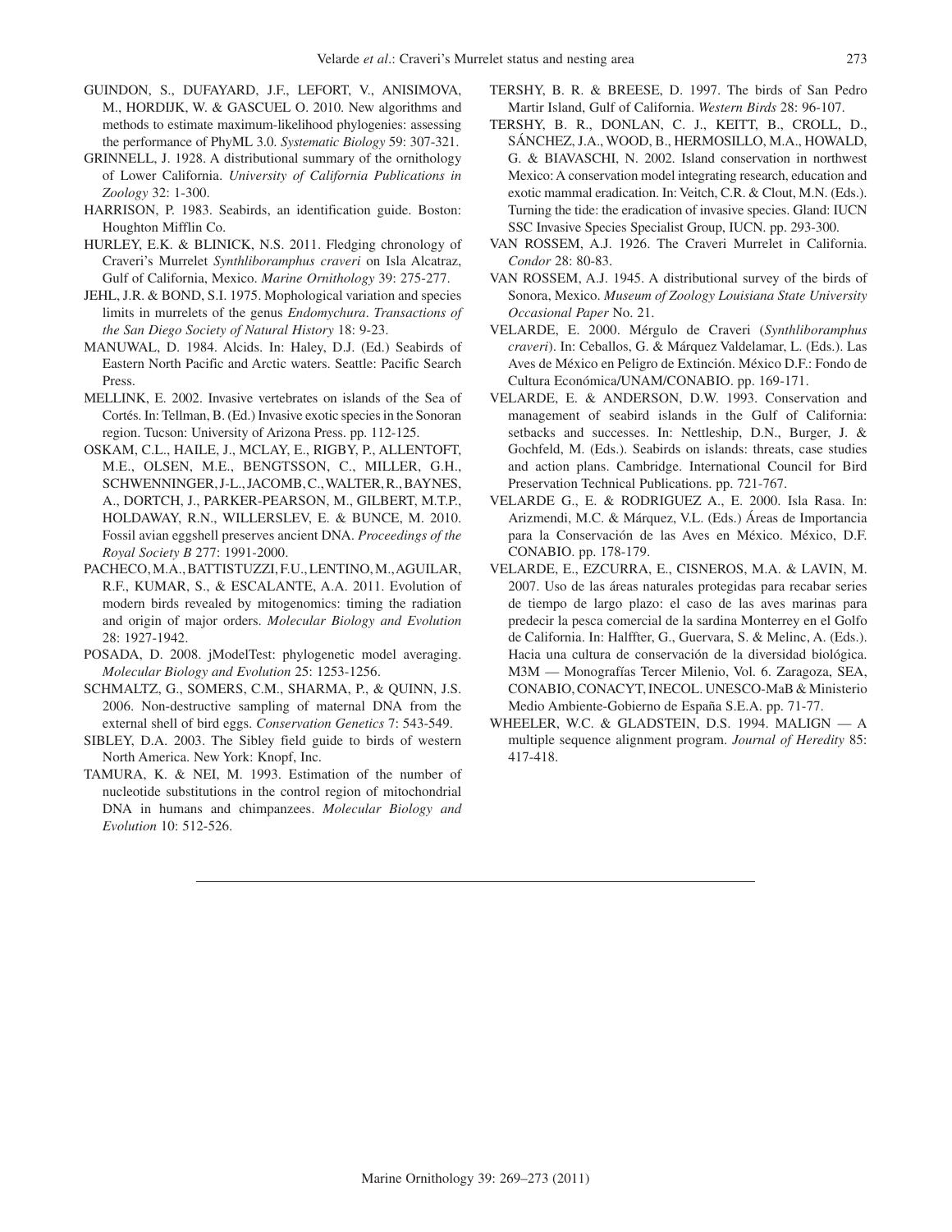GUINDON, S., DUFAYARD, J.F., LEFORT, V., ANISIMOVA, M., HORDIJK, W. & GASCUEL O. 2010. New algorithms and methods to estimate maximum-likelihood phylogenies: assessing the performance of PhyML 3.0. *Systematic Biology* 59: 307-321.

GRINNELL, J. 1928. A distributional summary of the ornithology of Lower California. *University of California Publications in Zoology* 32: 1-300.

HARRISON, P. 1983. Seabirds, an identification guide. Boston: Houghton Mifflin Co.

HURLEY, E.K. & BLINICK, N.S. 2011. Fledging chronology of Craveri's Murrelet *Synthliboramphus craveri* on Isla Alcatraz, Gulf of California, Mexico. *Marine Ornithology* 39: 275-277.

JEHL, J.R. & BOND, S.I. 1975. Mophological variation and species limits in murrelets of the genus *Endomychura*. *Transactions of the San Diego Society of Natural History* 18: 9-23.

MANUWAL, D. 1984. Alcids. In: Haley, D.J. (Ed.) Seabirds of Eastern North Pacific and Arctic waters. Seattle: Pacific Search Press.

MELLINK, E. 2002. Invasive vertebrates on islands of the Sea of Cortés. In: Tellman, B. (Ed.) Invasive exotic species in the Sonoran region. Tucson: University of Arizona Press. pp. 112-125.

OSKAM, C.L., HAILE, J., MCLAY, E., RIGBY, P., ALLENTOFT, M.E., OLSEN, M.E., BENGTSSON, C., MILLER, G.H., SCHWENNINGER, J-L., JACOMB, C., WALTER, R., BAYNES, A., DORTCH, J., PARKER-PEARSON, M., GILBERT, M.T.P., HOLDAWAY, R.N., WILLERSLEV, E. & BUNCE, M. 2010. Fossil avian eggshell preserves ancient DNA. *Proceedings of the Royal Society B* 277: 1991-2000.

PACHECO, M.A., BATTISTUZZI, F.U., LENTINO, M., AGUILAR, R.F., KUMAR, S., & ESCALANTE, A.A. 2011. Evolution of modern birds revealed by mitogenomics: timing the radiation and origin of major orders. *Molecular Biology and Evolution* 28: 1927-1942.

POSADA, D. 2008. jModelTest: phylogenetic model averaging. *Molecular Biology and Evolution* 25: 1253-1256.

SCHMALTZ, G., SOMERS, C.M., SHARMA, P., & QUINN, J.S. 2006. Non-destructive sampling of maternal DNA from the external shell of bird eggs. *Conservation Genetics* 7: 543-549.

SIBLEY, D.A. 2003. The Sibley field guide to birds of western North America. New York: Knopf, Inc.

TAMURA, K. & NEI, M. 1993. Estimation of the number of nucleotide substitutions in the control region of mitochondrial DNA in humans and chimpanzees. *Molecular Biology and Evolution* 10: 512-526.

TERSHY, B. R. & BREESE, D. 1997. The birds of San Pedro Martir Island, Gulf of California. *Western Birds* 28: 96-107.

TERSHY, B. R., DONLAN, C. J., KEITT, B., CROLL, D., SÁNCHEZ, J.A., WOOD, B., HERMOSILLO, M.A., HOWALD, G. & BIAVASCHI, N. 2002. Island conservation in northwest Mexico: A conservation model integrating research, education and exotic mammal eradication. In: Veitch, C.R. & Clout, M.N. (Eds.). Turning the tide: the eradication of invasive species. Gland: IUCN SSC Invasive Species Specialist Group, IUCN. pp. 293-300.

VAN ROSSEM, A.J. 1926. The Craveri Murrelet in California. *Condor* 28: 80-83.

VAN ROSSEM, A.J. 1945. A distributional survey of the birds of Sonora, Mexico. *Museum of Zoology Louisiana State University Occasional Paper* No. 21.

VELARDE, E. 2000. Mérgulo de Craveri (*Synthliboramphus craveri*). In: Ceballos, G. & Márquez Valdelamar, L. (Eds.). Las Aves de México en Peligro de Extinción. México D.F.: Fondo de Cultura Económica/UNAM/CONABIO. pp. 169-171.

VELARDE, E. & ANDERSON, D.W. 1993. Conservation and management of seabird islands in the Gulf of California: setbacks and successes. In: Nettleship, D.N., Burger, J. & Gochfeld, M. (Eds.). Seabirds on islands: threats, case studies and action plans. Cambridge. International Council for Bird Preservation Technical Publications. pp. 721-767.

VELARDE G., E. & RODRIGUEZ A., E. 2000. Isla Rasa. In: Arizmendi, M.C. & Márquez, V.L. (Eds.) Áreas de Importancia para la Conservación de las Aves en México. México, D.F. CONABIO. pp. 178-179.

VELARDE, E., EZCURRA, E., CISNEROS, M.A. & LAVIN, M. 2007. Uso de las áreas naturales protegidas para recabar series de tiempo de largo plazo: el caso de las aves marinas para predecir la pesca comercial de la sardina Monterrey en el Golfo de California. In: Halffter, G., Guervara, S. & Melinc, A. (Eds.). Hacia una cultura de conservación de la diversidad biológica. M3M — Monografías Tercer Milenio, Vol. 6. Zaragoza, SEA, CONABIO, CONACYT, INECOL. UNESCO-MaB & Ministerio Medio Ambiente-Gobierno de España S.E.A. pp. 71-77.

WHEELER, W.C. & GLADSTEIN, D.S. 1994. MALIGN — A multiple sequence alignment program. *Journal of Heredity* 85: 417-418.